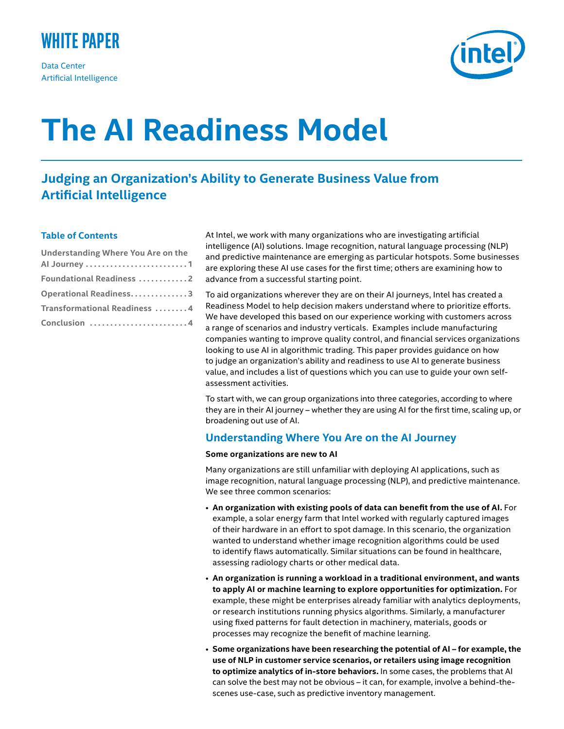WHITE PAPER

Data Center
Artificial Intelligence

# The AI Readiness Model

## Judging an Organization's Ability to Generate Business Value from Artificial Intelligence

### Table of Contents

Understanding Where You Are on the AI Journey . . . . . . . . . . . . . . . . . . . . . . . . 1
Foundational Readiness . . . . . . . . . . . 2
Operational Readiness. . . . . . . . . . . . . 3
Transformational Readiness . . . . . . . . 4
Conclusion . . . . . . . . . . . . . . . . . . . . . . . . 4

At Intel, we work with many organizations who are investigating artificial intelligence (AI) solutions. Image recognition, natural language processing (NLP) and predictive maintenance are emerging as particular hotspots. Some businesses are exploring these AI use cases for the first time; others are examining how to advance from a successful starting point.

To aid organizations wherever they are on their AI journeys, Intel has created a Readiness Model to help decision makers understand where to prioritize efforts. We have developed this based on our experience working with customers across a range of scenarios and industry verticals. Examples include manufacturing companies wanting to improve quality control, and financial services organizations looking to use AI in algorithmic trading. This paper provides guidance on how to judge an organization's ability and readiness to use AI to generate business value, and includes a list of questions which you can use to guide your own self-assessment activities.

To start with, we can group organizations into three categories, according to where they are in their AI journey – whether they are using AI for the first time, scaling up, or broadening out use of AI.

## Understanding Where You Are on the AI Journey

**Some organizations are new to AI**

Many organizations are still unfamiliar with deploying AI applications, such as image recognition, natural language processing (NLP), and predictive maintenance. We see three common scenarios:

- **An organization with existing pools of data can benefit from the use of AI.** For example, a solar energy farm that Intel worked with regularly captured images of their hardware in an effort to spot damage. In this scenario, the organization wanted to understand whether image recognition algorithms could be used to identify flaws automatically. Similar situations can be found in healthcare, assessing radiology charts or other medical data.
- **An organization is running a workload in a traditional environment, and wants to apply AI or machine learning to explore opportunities for optimization.** For example, these might be enterprises already familiar with analytics deployments, or research institutions running physics algorithms. Similarly, a manufacturer using fixed patterns for fault detection in machinery, materials, goods or processes may recognize the benefit of machine learning.
- **Some organizations have been researching the potential of AI – for example, the use of NLP in customer service scenarios, or retailers using image recognition to optimize analytics of in-store behaviors.** In some cases, the problems that AI can solve the best may not be obvious – it can, for example, involve a behind-the-scenes use-case, such as predictive inventory management.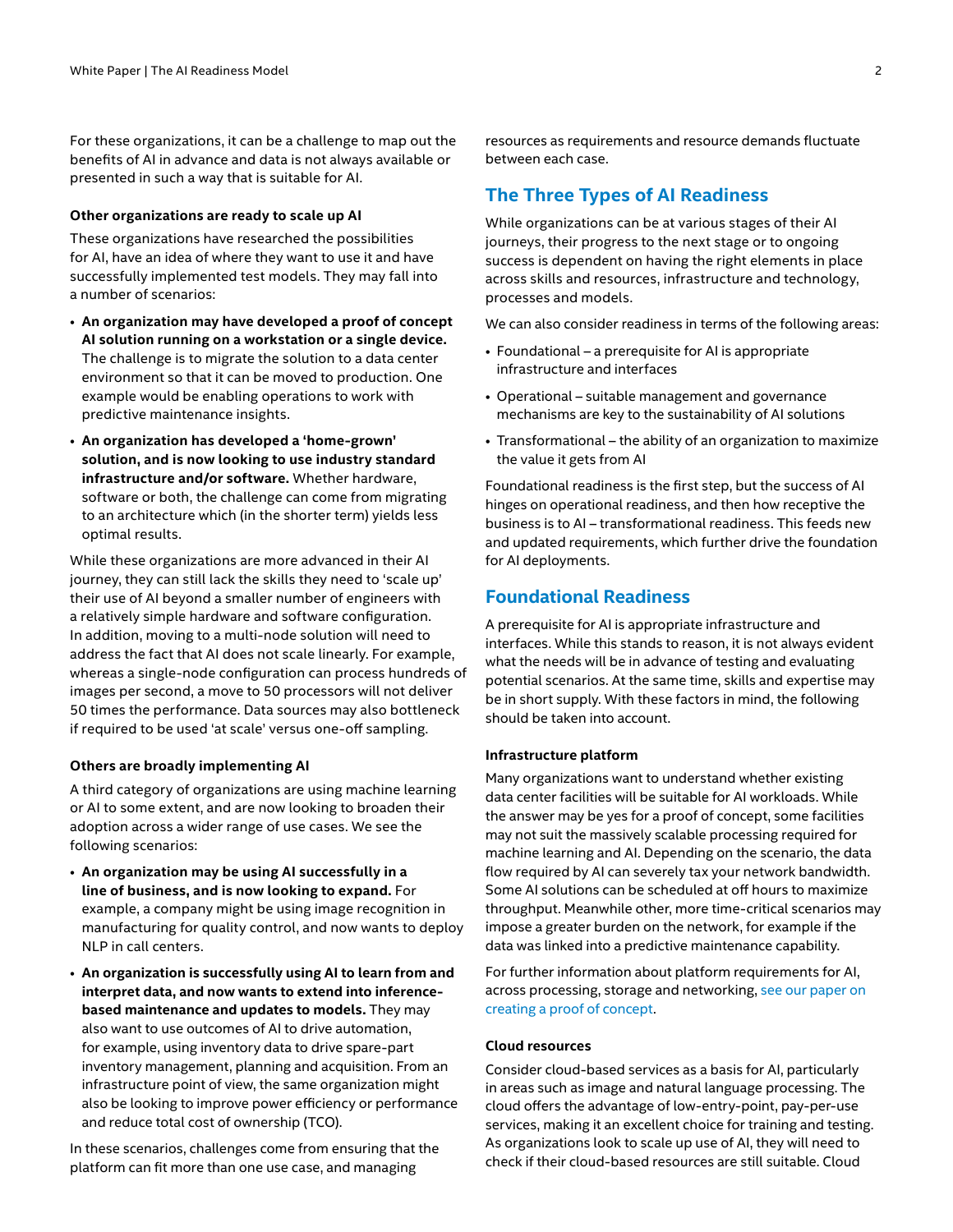For these organizations, it can be a challenge to map out the benefits of AI in advance and data is not always available or presented in such a way that is suitable for AI.

**Other organizations are ready to scale up AI**

These organizations have researched the possibilities for AI, have an idea of where they want to use it and have successfully implemented test models. They may fall into a number of scenarios:

- **An organization may have developed a proof of concept AI solution running on a workstation or a single device.** The challenge is to migrate the solution to a data center environment so that it can be moved to production. One example would be enabling operations to work with predictive maintenance insights.
- **An organization has developed a 'home-grown' solution, and is now looking to use industry standard infrastructure and/or software.** Whether hardware, software or both, the challenge can come from migrating to an architecture which (in the shorter term) yields less optimal results.

While these organizations are more advanced in their AI journey, they can still lack the skills they need to 'scale up' their use of AI beyond a smaller number of engineers with a relatively simple hardware and software configuration. In addition, moving to a multi-node solution will need to address the fact that AI does not scale linearly. For example, whereas a single-node configuration can process hundreds of images per second, a move to 50 processors will not deliver 50 times the performance. Data sources may also bottleneck if required to be used 'at scale' versus one-off sampling.

**Others are broadly implementing AI**

A third category of organizations are using machine learning or AI to some extent, and are now looking to broaden their adoption across a wider range of use cases. We see the following scenarios:

- **An organization may be using AI successfully in a line of business, and is now looking to expand.** For example, a company might be using image recognition in manufacturing for quality control, and now wants to deploy NLP in call centers.
- **An organization is successfully using AI to learn from and interpret data, and now wants to extend into inference-based maintenance and updates to models.** They may also want to use outcomes of AI to drive automation, for example, using inventory data to drive spare-part inventory management, planning and acquisition. From an infrastructure point of view, the same organization might also be looking to improve power efficiency or performance and reduce total cost of ownership (TCO).

In these scenarios, challenges come from ensuring that the platform can fit more than one use case, and managing resources as requirements and resource demands fluctuate between each case.

## The Three Types of AI Readiness

While organizations can be at various stages of their AI journeys, their progress to the next stage or to ongoing success is dependent on having the right elements in place across skills and resources, infrastructure and technology, processes and models.

We can also consider readiness in terms of the following areas:

- Foundational – a prerequisite for AI is appropriate infrastructure and interfaces
- Operational – suitable management and governance mechanisms are key to the sustainability of AI solutions
- Transformational – the ability of an organization to maximize the value it gets from AI

Foundational readiness is the first step, but the success of AI hinges on operational readiness, and then how receptive the business is to AI – transformational readiness. This feeds new and updated requirements, which further drive the foundation for AI deployments.

## Foundational Readiness

A prerequisite for AI is appropriate infrastructure and interfaces. While this stands to reason, it is not always evident what the needs will be in advance of testing and evaluating potential scenarios. At the same time, skills and expertise may be in short supply. With these factors in mind, the following should be taken into account.

**Infrastructure platform**

Many organizations want to understand whether existing data center facilities will be suitable for AI workloads. While the answer may be yes for a proof of concept, some facilities may not suit the massively scalable processing required for machine learning and AI. Depending on the scenario, the data flow required by AI can severely tax your network bandwidth. Some AI solutions can be scheduled at off hours to maximize throughput. Meanwhile other, more time-critical scenarios may impose a greater burden on the network, for example if the data was linked into a predictive maintenance capability.

For further information about platform requirements for AI, across processing, storage and networking, see our paper on creating a proof of concept.

**Cloud resources**

Consider cloud-based services as a basis for AI, particularly in areas such as image and natural language processing. The cloud offers the advantage of low-entry-point, pay-per-use services, making it an excellent choice for training and testing. As organizations look to scale up use of AI, they will need to check if their cloud-based resources are still suitable. Cloud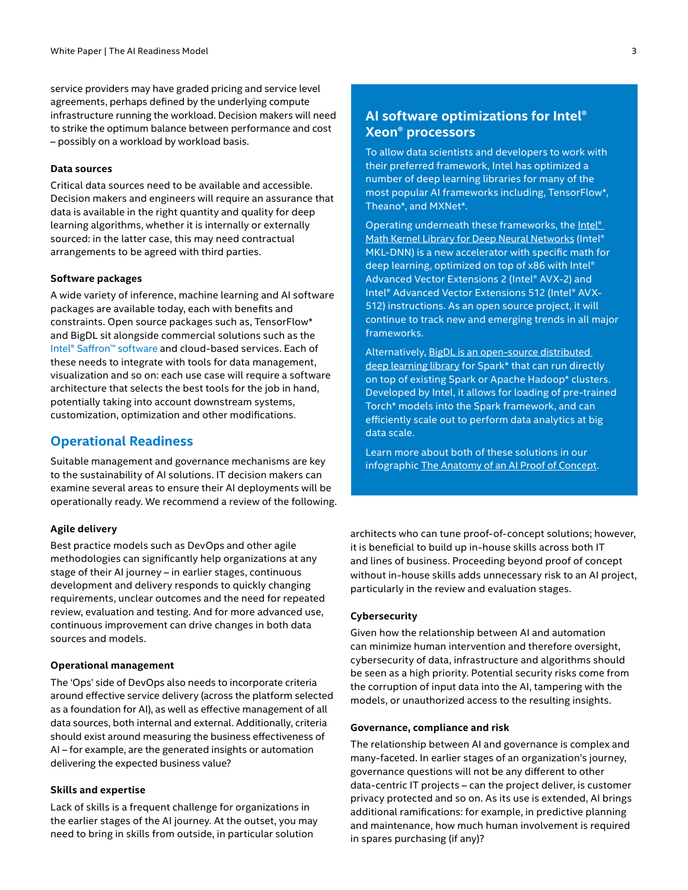service providers may have graded pricing and service level agreements, perhaps defined by the underlying compute infrastructure running the workload. Decision makers will need to strike the optimum balance between performance and cost – possibly on a workload by workload basis.

#### Data sources

Critical data sources need to be available and accessible. Decision makers and engineers will require an assurance that data is available in the right quantity and quality for deep learning algorithms, whether it is internally or externally sourced: in the latter case, this may need contractual arrangements to be agreed with third parties.

#### Software packages

A wide variety of inference, machine learning and AI software packages are available today, each with benefits and constraints. Open source packages such as, TensorFlow* and BigDL sit alongside commercial solutions such as the Intel® Saffron™ software and cloud-based services. Each of these needs to integrate with tools for data management, visualization and so on: each use case will require a software architecture that selects the best tools for the job in hand, potentially taking into account downstream systems, customization, optimization and other modifications.

## Operational Readiness

Suitable management and governance mechanisms are key to the sustainability of AI solutions. IT decision makers can examine several areas to ensure their AI deployments will be operationally ready. We recommend a review of the following.

#### Agile delivery

Best practice models such as DevOps and other agile methodologies can significantly help organizations at any stage of their AI journey – in earlier stages, continuous development and delivery responds to quickly changing requirements, unclear outcomes and the need for repeated review, evaluation and testing. And for more advanced use, continuous improvement can drive changes in both data sources and models.

#### Operational management

The 'Ops' side of DevOps also needs to incorporate criteria around effective service delivery (across the platform selected as a foundation for AI), as well as effective management of all data sources, both internal and external. Additionally, criteria should exist around measuring the business effectiveness of AI – for example, are the generated insights or automation delivering the expected business value?

#### Skills and expertise

Lack of skills is a frequent challenge for organizations in the earlier stages of the AI journey. At the outset, you may need to bring in skills from outside, in particular solution architects who can tune proof-of-concept solutions; however, it is beneficial to build up in-house skills across both IT and lines of business. Proceeding beyond proof of concept without in-house skills adds unnecessary risk to an AI project, particularly in the review and evaluation stages.

#### Cybersecurity

Given how the relationship between AI and automation can minimize human intervention and therefore oversight, cybersecurity of data, infrastructure and algorithms should be seen as a high priority. Potential security risks come from the corruption of input data into the AI, tampering with the models, or unauthorized access to the resulting insights.

#### Governance, compliance and risk

The relationship between AI and governance is complex and many-faceted. In earlier stages of an organization's journey, governance questions will not be any different to other data-centric IT projects – can the project deliver, is customer privacy protected and so on. As its use is extended, AI brings additional ramifications: for example, in predictive planning and maintenance, how much human involvement is required in spares purchasing (if any)?

### AI software optimizations for Intel® Xeon® processors

To allow data scientists and developers to work with their preferred framework, Intel has optimized a number of deep learning libraries for many of the most popular AI frameworks including, TensorFlow*, Theano*, and MXNet*.

Operating underneath these frameworks, the Intel® Math Kernel Library for Deep Neural Networks (Intel® MKL-DNN) is a new accelerator with specific math for deep learning, optimized on top of x86 with Intel® Advanced Vector Extensions 2 (Intel® AVX-2) and Intel® Advanced Vector Extensions 512 (Intel® AVX-512) instructions. As an open source project, it will continue to track new and emerging trends in all major frameworks.

Alternatively, BigDL is an open-source distributed deep learning library for Spark* that can run directly on top of existing Spark or Apache Hadoop* clusters. Developed by Intel, it allows for loading of pre-trained Torch* models into the Spark framework, and can efficiently scale out to perform data analytics at big data scale.

Learn more about both of these solutions in our infographic The Anatomy of an AI Proof of Concept.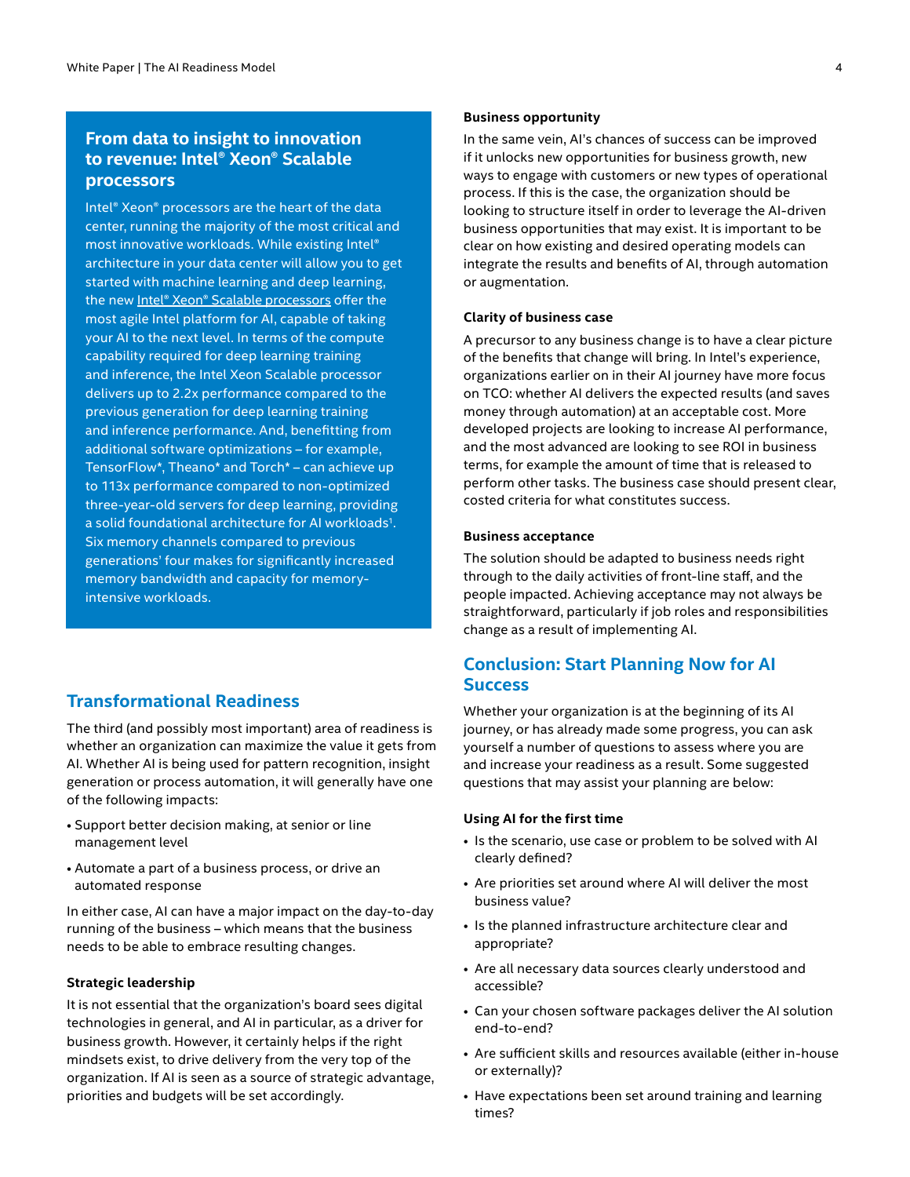## From data to insight to innovation to revenue: Intel® Xeon® Scalable processors

Intel® Xeon® processors are the heart of the data center, running the majority of the most critical and most innovative workloads. While existing Intel® architecture in your data center will allow you to get started with machine learning and deep learning, the new Intel® Xeon® Scalable processors offer the most agile Intel platform for AI, capable of taking your AI to the next level. In terms of the compute capability required for deep learning training and inference, the Intel Xeon Scalable processor delivers up to 2.2x performance compared to the previous generation for deep learning training and inference performance. And, benefitting from additional software optimizations – for example, TensorFlow*, Theano* and Torch* – can achieve up to 113x performance compared to non-optimized three-year-old servers for deep learning, providing a solid foundational architecture for AI workloads[1]. Six memory channels compared to previous generations' four makes for significantly increased memory bandwidth and capacity for memory-intensive workloads.

## Transformational Readiness

The third (and possibly most important) area of readiness is whether an organization can maximize the value it gets from AI. Whether AI is being used for pattern recognition, insight generation or process automation, it will generally have one of the following impacts:

- Support better decision making, at senior or line management level
- Automate a part of a business process, or drive an automated response

In either case, AI can have a major impact on the day-to-day running of the business – which means that the business needs to be able to embrace resulting changes.

### Strategic leadership

It is not essential that the organization's board sees digital technologies in general, and AI in particular, as a driver for business growth. However, it certainly helps if the right mindsets exist, to drive delivery from the very top of the organization. If AI is seen as a source of strategic advantage, priorities and budgets will be set accordingly.

### Business opportunity

In the same vein, AI's chances of success can be improved if it unlocks new opportunities for business growth, new ways to engage with customers or new types of operational process. If this is the case, the organization should be looking to structure itself in order to leverage the AI-driven business opportunities that may exist. It is important to be clear on how existing and desired operating models can integrate the results and benefits of AI, through automation or augmentation.

### Clarity of business case

A precursor to any business change is to have a clear picture of the benefits that change will bring. In Intel's experience, organizations earlier on in their AI journey have more focus on TCO: whether AI delivers the expected results (and saves money through automation) at an acceptable cost. More developed projects are looking to increase AI performance, and the most advanced are looking to see ROI in business terms, for example the amount of time that is released to perform other tasks. The business case should present clear, costed criteria for what constitutes success.

### Business acceptance

The solution should be adapted to business needs right through to the daily activities of front-line staff, and the people impacted. Achieving acceptance may not always be straightforward, particularly if job roles and responsibilities change as a result of implementing AI.

## Conclusion: Start Planning Now for AI Success

Whether your organization is at the beginning of its AI journey, or has already made some progress, you can ask yourself a number of questions to assess where you are and increase your readiness as a result. Some suggested questions that may assist your planning are below:

### Using AI for the first time

- Is the scenario, use case or problem to be solved with AI clearly defined?
- Are priorities set around where AI will deliver the most business value?
- Is the planned infrastructure architecture clear and appropriate?
- Are all necessary data sources clearly understood and accessible?
- Can your chosen software packages deliver the AI solution end-to-end?
- Are sufficient skills and resources available (either in-house or externally)?
- Have expectations been set around training and learning times?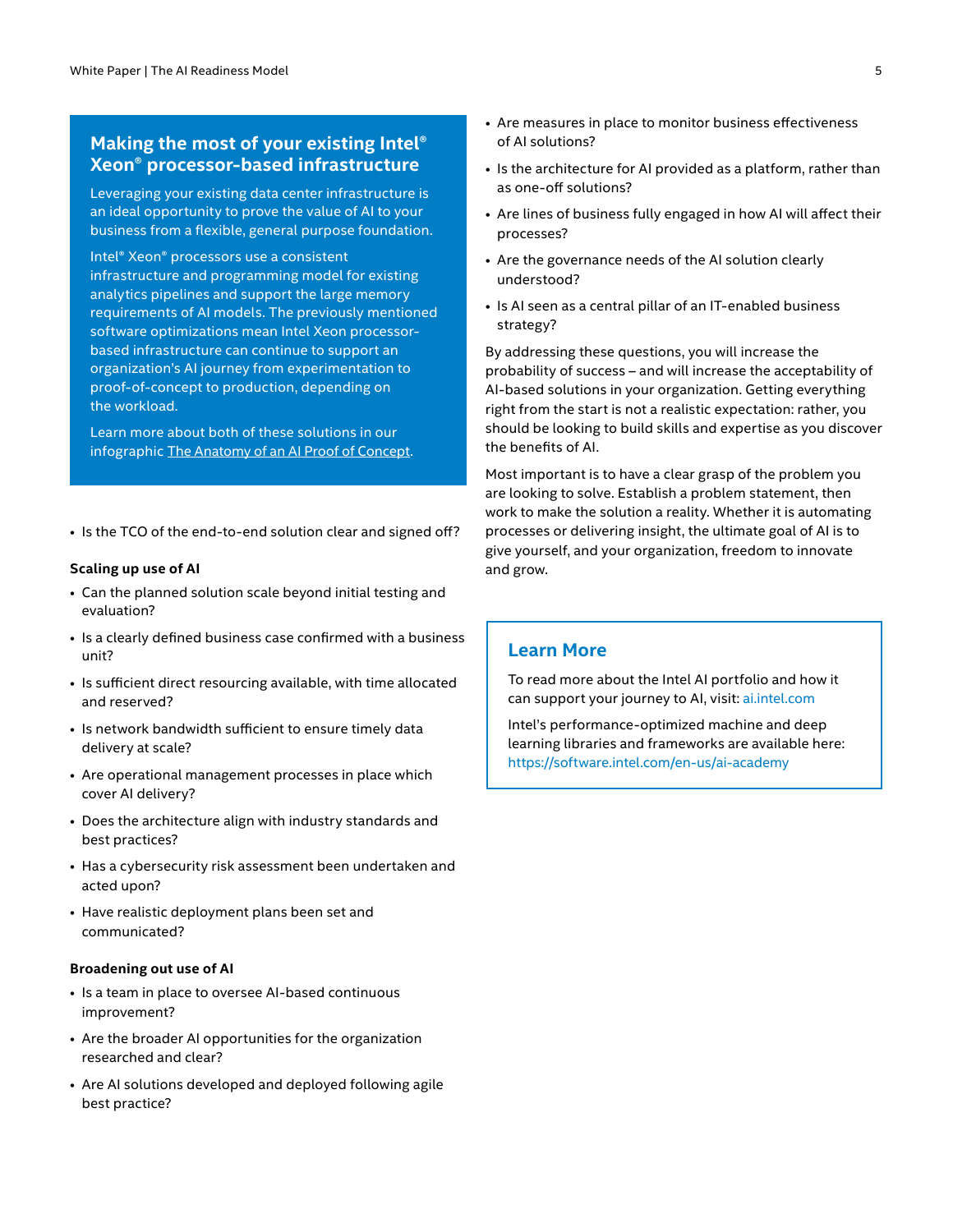## Making the most of your existing Intel® Xeon® processor-based infrastructure

Leveraging your existing data center infrastructure is an ideal opportunity to prove the value of AI to your business from a flexible, general purpose foundation.

Intel® Xeon® processors use a consistent infrastructure and programming model for existing analytics pipelines and support the large memory requirements of AI models. The previously mentioned software optimizations mean Intel Xeon processor-based infrastructure can continue to support an organization's AI journey from experimentation to proof-of-concept to production, depending on the workload.

Learn more about both of these solutions in our infographic [The Anatomy of an AI Proof of Concept](#).

- Is the TCO of the end-to-end solution clear and signed off?

**Scaling up use of AI**

- Can the planned solution scale beyond initial testing and evaluation?
- Is a clearly defined business case confirmed with a business unit?
- Is sufficient direct resourcing available, with time allocated and reserved?
- Is network bandwidth sufficient to ensure timely data delivery at scale?
- Are operational management processes in place which cover AI delivery?
- Does the architecture align with industry standards and best practices?
- Has a cybersecurity risk assessment been undertaken and acted upon?
- Have realistic deployment plans been set and communicated?

**Broadening out use of AI**

- Is a team in place to oversee AI-based continuous improvement?
- Are the broader AI opportunities for the organization researched and clear?
- Are AI solutions developed and deployed following agile best practice?
- Are measures in place to monitor business effectiveness of AI solutions?
- Is the architecture for AI provided as a platform, rather than as one-off solutions?
- Are lines of business fully engaged in how AI will affect their processes?
- Are the governance needs of the AI solution clearly understood?
- Is AI seen as a central pillar of an IT-enabled business strategy?

By addressing these questions, you will increase the probability of success – and will increase the acceptability of AI-based solutions in your organization. Getting everything right from the start is not a realistic expectation: rather, you should be looking to build skills and expertise as you discover the benefits of AI.

Most important is to have a clear grasp of the problem you are looking to solve. Establish a problem statement, then work to make the solution a reality. Whether it is automating processes or delivering insight, the ultimate goal of AI is to give yourself, and your organization, freedom to innovate and grow.

## Learn More

To read more about the Intel AI portfolio and how it can support your journey to AI, visit: ai.intel.com

Intel's performance-optimized machine and deep learning libraries and frameworks are available here: https://software.intel.com/en-us/ai-academy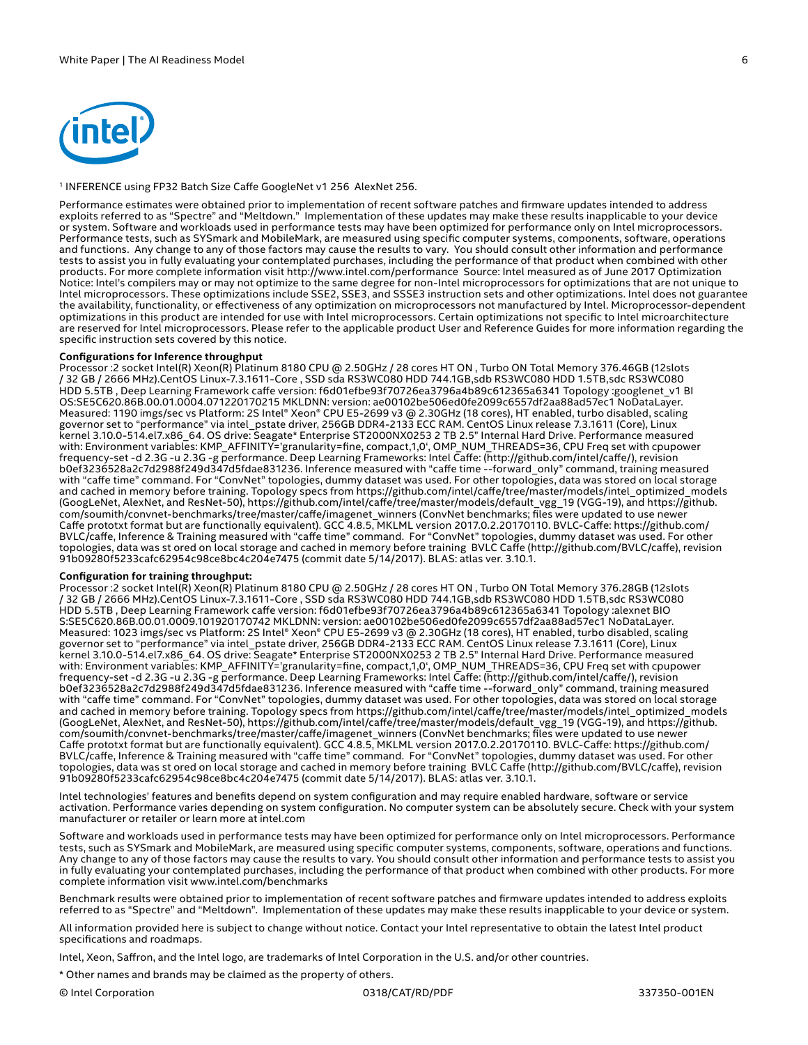[1] INFERENCE using FP32 Batch Size Caffe GoogleNet v1 256 AlexNet 256.

Performance estimates were obtained prior to implementation of recent software patches and firmware updates intended to address exploits referred to as "Spectre" and "Meltdown." Implementation of these updates may make these results inapplicable to your device or system. Software and workloads used in performance tests may have been optimized for performance only on Intel microprocessors. Performance tests, such as SYSmark and MobileMark, are measured using specific computer systems, components, software, operations and functions. Any change to any of those factors may cause the results to vary. You should consult other information and performance tests to assist you in fully evaluating your contemplated purchases, including the performance of that product when combined with other products. For more complete information visit http://www.intel.com/performance Source: Intel measured as of June 2017 Optimization Notice: Intel's compilers may or may not optimize to the same degree for non-Intel microprocessors for optimizations that are not unique to Intel microprocessors. These optimizations include SSE2, SSE3, and SSSE3 instruction sets and other optimizations. Intel does not guarantee the availability, functionality, or effectiveness of any optimization on microprocessors not manufactured by Intel. Microprocessor-dependent optimizations in this product are intended for use with Intel microprocessors. Certain optimizations not specific to Intel microarchitecture are reserved for Intel microprocessors. Please refer to the applicable product User and Reference Guides for more information regarding the specific instruction sets covered by this notice.

**Configurations for Inference throughput**

Processor :2 socket Intel(R) Xeon(R) Platinum 8180 CPU @ 2.50GHz / 28 cores HT ON , Turbo ON Total Memory 376.46GB (12slots / 32 GB / 2666 MHz).CentOS Linux-7.3.1611-Core , SSD sda RS3WC080 HDD 744.1GB,sdb RS3WC080 HDD 1.5TB,sdc RS3WC080 HDD 5.5TB , Deep Learning Framework caffe version: f6d01efbe93f70726ea3796a4b89c612365a6341 Topology :googlenet_v1 BI OS:SE5C620.86B.00.01.0004.071220170215 MKLDNN: version: ae00102be506ed0fe2099c6557df2aa88ad57ec1 NoDataLayer. Measured: 1190 imgs/sec vs Platform: 2S Intel® Xeon® CPU E5-2699 v3 @ 2.30GHz (18 cores), HT enabled, turbo disabled, scaling governor set to "performance" via intel_pstate driver, 256GB DDR4-2133 ECC RAM. CentOS Linux release 7.3.1611 (Core), Linux kernel 3.10.0-514.el7.x86_64. OS drive: Seagate* Enterprise ST2000NX0253 2 TB 2.5" Internal Hard Drive. Performance measured with: Environment variables: KMP_AFFINITY='granularity=fine, compact,1,0', OMP_NUM_THREADS=36, CPU Freq set with cpupower frequency-set -d 2.3G -u 2.3G -g performance. Deep Learning Frameworks: Intel Caffe: (http://github.com/intel/caffe/), revision b0ef3236528a2c7d2988f249d347d5fdae831236. Inference measured with "caffe time --forward_only" command, training measured with "caffe time" command. For "ConvNet" topologies, dummy dataset was used. For other topologies, data was stored on local storage and cached in memory before training. Topology specs from https://github.com/intel/caffe/tree/master/models/intel_optimized_models (GoogLeNet, AlexNet, and ResNet-50), https://github.com/intel/caffe/tree/master/models/default_vgg_19 (VGG-19), and https://github.com/soumith/convnet-benchmarks/tree/master/caffe/imagenet_winners (ConvNet benchmarks; files were updated to use newer Caffe prototxt format but are functionally equivalent). GCC 4.8.5, MKLML version 2017.0.2.20170110. BVLC-Caffe: https://github.com/BVLC/caffe, Inference & Training measured with "caffe time" command. For "ConvNet" topologies, dummy dataset was used. For other topologies, data was st ored on local storage and cached in memory before training BVLC Caffe (http://github.com/BVLC/caffe), revision 91b09280f5233cafc62954c98ce8bc4c204e7475 (commit date 5/14/2017). BLAS: atlas ver. 3.10.1.

**Configuration for training throughput:**

Processor :2 socket Intel(R) Xeon(R) Platinum 8180 CPU @ 2.50GHz / 28 cores HT ON , Turbo ON Total Memory 376.28GB (12slots / 32 GB / 2666 MHz).CentOS Linux-7.3.1611-Core , SSD sda RS3WC080 HDD 744.1GB,sdb RS3WC080 HDD 1.5TB,sdc RS3WC080 HDD 5.5TB , Deep Learning Framework caffe version: f6d01efbe93f70726ea3796a4b89c612365a6341 Topology :alexnet BIO S:SE5C620.86B.00.01.0009.101920170742 MKLDNN: version: ae00102be506ed0fe2099c6557df2aa88ad57ec1 NoDataLayer. Measured: 1023 imgs/sec vs Platform: 2S Intel® Xeon® CPU E5-2699 v3 @ 2.30GHz (18 cores), HT enabled, turbo disabled, scaling governor set to "performance" via intel_pstate driver, 256GB DDR4-2133 ECC RAM. CentOS Linux release 7.3.1611 (Core), Linux kernel 3.10.0-514.el7.x86_64. OS drive: Seagate* Enterprise ST2000NX0253 2 TB 2.5" Internal Hard Drive. Performance measured with: Environment variables: KMP_AFFINITY='granularity=fine, compact,1,0', OMP_NUM_THREADS=36, CPU Freq set with cpupower frequency-set -d 2.3G -u 2.3G -g performance. Deep Learning Frameworks: Intel Caffe: (http://github.com/intel/caffe/), revision b0ef3236528a2c7d2988f249d347d5fdae831236. Inference measured with "caffe time --forward_only" command, training measured with "caffe time" command. For "ConvNet" topologies, dummy dataset was used. For other topologies, data was stored on local storage and cached in memory before training. Topology specs from https://github.com/intel/caffe/tree/master/models/intel_optimized_models (GoogLeNet, AlexNet, and ResNet-50), https://github.com/intel/caffe/tree/master/models/default_vgg_19 (VGG-19), and https://github.com/soumith/convnet-benchmarks/tree/master/caffe/imagenet_winners (ConvNet benchmarks; files were updated to use newer Caffe prototxt format but are functionally equivalent). GCC 4.8.5, MKLML version 2017.0.2.20170110. BVLC-Caffe: https://github.com/BVLC/caffe, Inference & Training measured with "caffe time" command. For "ConvNet" topologies, dummy dataset was used. For other topologies, data was st ored on local storage and cached in memory before training BVLC Caffe (http://github.com/BVLC/caffe), revision 91b09280f5233cafc62954c98ce8bc4c204e7475 (commit date 5/14/2017). BLAS: atlas ver. 3.10.1.

Intel technologies' features and benefits depend on system configuration and may require enabled hardware, software or service activation. Performance varies depending on system configuration. No computer system can be absolutely secure. Check with your system manufacturer or retailer or learn more at intel.com

Software and workloads used in performance tests may have been optimized for performance only on Intel microprocessors. Performance tests, such as SYSmark and MobileMark, are measured using specific computer systems, components, software, operations and functions. Any change to any of those factors may cause the results to vary. You should consult other information and performance tests to assist you in fully evaluating your contemplated purchases, including the performance of that product when combined with other products. For more complete information visit www.intel.com/benchmarks

Benchmark results were obtained prior to implementation of recent software patches and firmware updates intended to address exploits referred to as "Spectre" and "Meltdown". Implementation of these updates may make these results inapplicable to your device or system.

All information provided here is subject to change without notice. Contact your Intel representative to obtain the latest Intel product specifications and roadmaps.

Intel, Xeon, Saffron, and the Intel logo, are trademarks of Intel Corporation in the U.S. and/or other countries.

* Other names and brands may be claimed as the property of others.

© Intel Corporation 0318/CAT/RD/PDF 337350-001EN